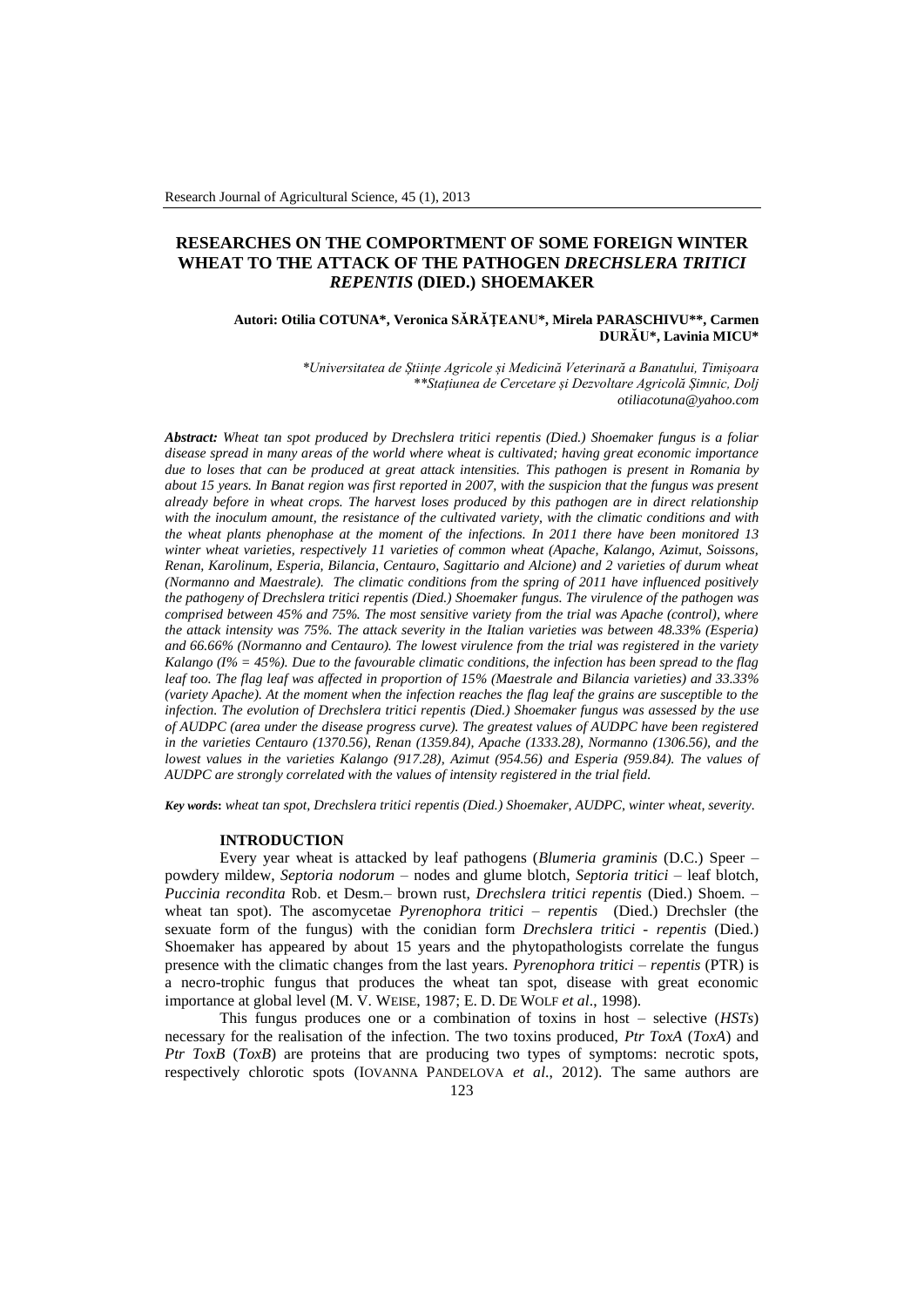# RESEARCHES ON THE COMPORTMENT OF SOME FOREIGN WINTER WHEAT TO THE ATTACK OF THE PATHOGEN *DRECHSLERA TRITICI REPENTIS* (DIED.) SHOEMAKER

**Autori: Otilia COTUNA\*, Veronica SĂRĂȚEANU\*, Mirela PARASCHIVU\*\*, Carmen DURĂU\*, Lavinia MICU\***

*\*Universitatea de Științe Agricole și Medicină Veterinară a Banatului, Timișoara*
*\*\*Stațiunea de Cercetare și Dezvoltare Agricolă Șimnic, Dolj*
*otiliacotuna@yahoo.com*

***Abstract:*** *Wheat tan spot produced by Drechslera tritici repentis (Died.) Shoemaker fungus is a foliar disease spread in many areas of the world where wheat is cultivated; having great economic importance due to loses that can be produced at great attack intensities. This pathogen is present in Romania by about 15 years. In Banat region was first reported in 2007, with the suspicion that the fungus was present already before in wheat crops. The harvest loses produced by this pathogen are in direct relationship with the inoculum amount, the resistance of the cultivated variety, with the climatic conditions and with the wheat plants phenophase at the moment of the infections. In 2011 there have been monitored 13 winter wheat varieties, respectively 11 varieties of common wheat (Apache, Kalango, Azimut, Soissons, Renan, Karolinum, Esperia, Bilancia, Centauro, Sagittario and Alcione) and 2 varieties of durum wheat (Normanno and Maestrale). The climatic conditions from the spring of 2011 have influenced positively the pathogeny of Drechslera tritici repentis (Died.) Shoemaker fungus. The virulence of the pathogen was comprised between 45% and 75%. The most sensitive variety from the trial was Apache (control), where the attack intensity was 75%. The attack severity in the Italian varieties was between 48.33% (Esperia) and 66.66% (Normanno and Centauro). The lowest virulence from the trial was registered in the variety Kalango (I% = 45%). Due to the favourable climatic conditions, the infection has been spread to the flag leaf too. The flag leaf was affected in proportion of 15% (Maestrale and Bilancia varieties) and 33.33% (variety Apache). At the moment when the infection reaches the flag leaf the grains are susceptible to the infection. The evolution of Drechslera tritici repentis (Died.) Shoemaker fungus was assessed by the use of AUDPC (area under the disease progress curve). The greatest values of AUDPC have been registered in the varieties Centauro (1370.56), Renan (1359.84), Apache (1333.28), Normanno (1306.56), and the lowest values in the varieties Kalango (917.28), Azimut (954.56) and Esperia (959.84). The values of AUDPC are strongly correlated with the values of intensity registered in the trial field.*

***Key words*****:** *wheat tan spot, Drechslera tritici repentis (Died.) Shoemaker, AUDPC, winter wheat, severity.*

## INTRODUCTION

Every year wheat is attacked by leaf pathogens (*Blumeria graminis* (D.C.) Speer – powdery mildew, *Septoria nodorum* – nodes and glume blotch, *Septoria tritici* – leaf blotch, *Puccinia recondita* Rob. et Desm.– brown rust, *Drechslera tritici repentis* (Died.) Shoem. – wheat tan spot). The ascomycetae *Pyrenophora tritici – repentis* (Died.) Drechsler (the sexuate form of the fungus) with the conidian form *Drechslera tritici - repentis* (Died.) Shoemaker has appeared by about 15 years and the phytopathologists correlate the fungus presence with the climatic changes from the last years. *Pyrenophora tritici – repentis* (PTR) is a necro-trophic fungus that produces the wheat tan spot, disease with great economic importance at global level (M. V. WEISE, 1987; E. D. DE WOLF *et al*., 1998).

This fungus produces one or a combination of toxins in host – selective (*HSTs*) necessary for the realisation of the infection. The two toxins produced, *Ptr ToxA* (*ToxA*) and *Ptr ToxB* (*ToxB*) are proteins that are producing two types of symptoms: necrotic spots, respectively chlorotic spots (IOVANNA PANDELOVA *et al*., 2012). The same authors are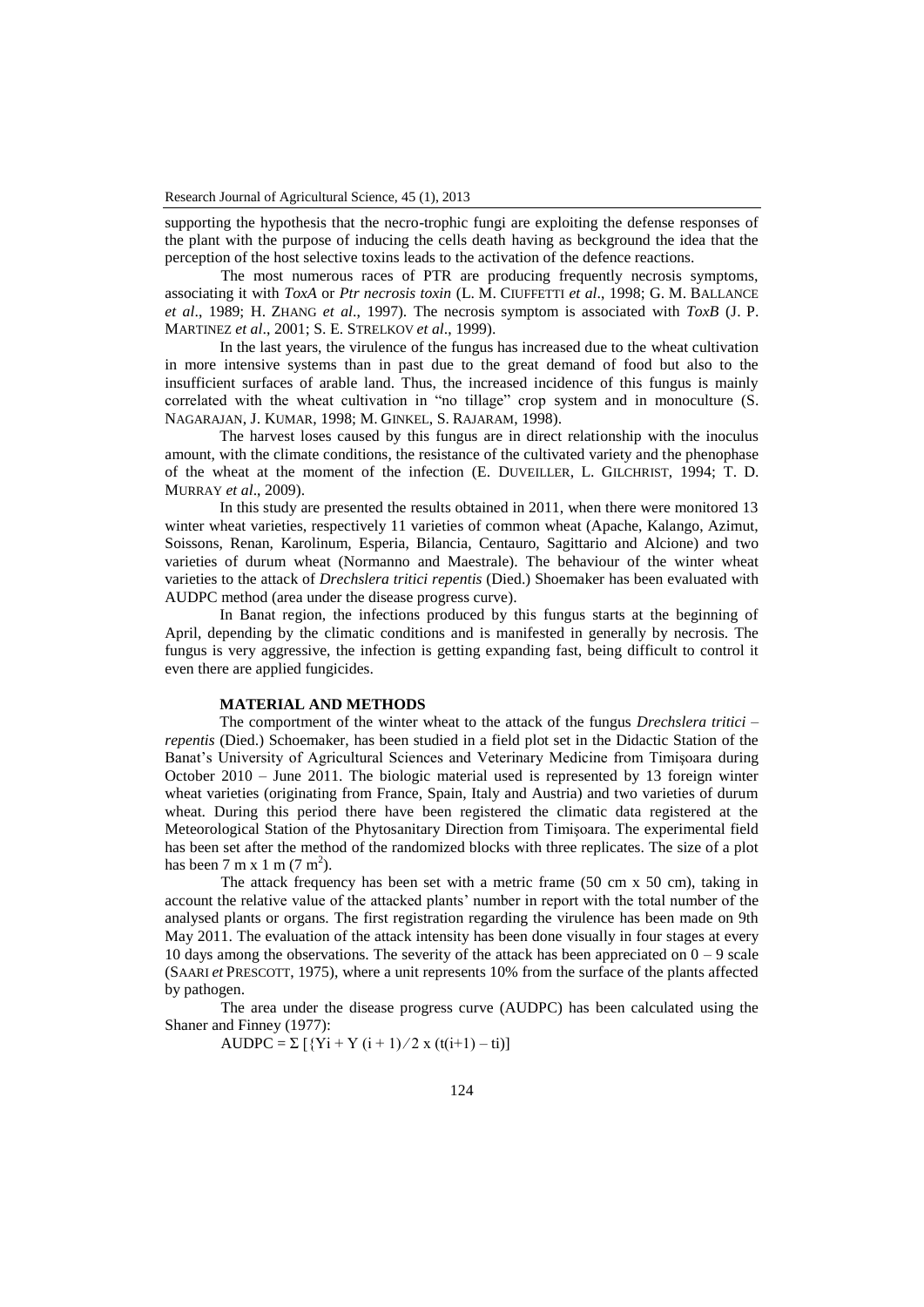supporting the hypothesis that the necro-trophic fungi are exploiting the defense responses of the plant with the purpose of inducing the cells death having as beckground the idea that the perception of the host selective toxins leads to the activation of the defence reactions.

The most numerous races of PTR are producing frequently necrosis symptoms, associating it with *ToxA* or *Ptr necrosis toxin* (L. M. CIUFFETTI *et al*., 1998; G. M. BALLANCE *et al*., 1989; H. ZHANG *et al*., 1997). The necrosis symptom is associated with *ToxB* (J. P. MARTINEZ *et al*., 2001; S. E. STRELKOV *et al*., 1999).

In the last years, the virulence of the fungus has increased due to the wheat cultivation in more intensive systems than in past due to the great demand of food but also to the insufficient surfaces of arable land. Thus, the increased incidence of this fungus is mainly correlated with the wheat cultivation in "no tillage" crop system and in monoculture (S. NAGARAJAN, J. KUMAR, 1998; M. GINKEL, S. RAJARAM, 1998).

The harvest loses caused by this fungus are in direct relationship with the inoculus amount, with the climate conditions, the resistance of the cultivated variety and the phenophase of the wheat at the moment of the infection (E. DUVEILLER, L. GILCHRIST, 1994; T. D. MURRAY *et al*., 2009).

In this study are presented the results obtained in 2011, when there were monitored 13 winter wheat varieties, respectively 11 varieties of common wheat (Apache, Kalango, Azimut, Soissons, Renan, Karolinum, Esperia, Bilancia, Centauro, Sagittario and Alcione) and two varieties of durum wheat (Normanno and Maestrale). The behaviour of the winter wheat varieties to the attack of *Drechslera tritici repentis* (Died.) Shoemaker has been evaluated with AUDPC method (area under the disease progress curve).

In Banat region, the infections produced by this fungus starts at the beginning of April, depending by the climatic conditions and is manifested in generally by necrosis. The fungus is very aggressive, the infection is getting expanding fast, being difficult to control it even there are applied fungicides.

## MATERIAL AND METHODS

The comportment of the winter wheat to the attack of the fungus *Drechslera tritici – repentis* (Died.) Schoemaker, has been studied in a field plot set in the Didactic Station of the Banat's University of Agricultural Sciences and Veterinary Medicine from Timişoara during October 2010 – June 2011. The biologic material used is represented by 13 foreign winter wheat varieties (originating from France, Spain, Italy and Austria) and two varieties of durum wheat. During this period there have been registered the climatic data registered at the Meteorological Station of the Phytosanitary Direction from Timişoara. The experimental field has been set after the method of the randomized blocks with three replicates. The size of a plot has been 7 m x 1 m (7 $m^2$).

The attack frequency has been set with a metric frame (50 cm x 50 cm), taking in account the relative value of the attacked plants' number in report with the total number of the analysed plants or organs. The first registration regarding the virulence has been made on 9th May 2011. The evaluation of the attack intensity has been done visually in four stages at every 10 days among the observations. The severity of the attack has been appreciated on 0 – 9 scale (SAARI *et* PRESCOTT, 1975), where a unit represents 10% from the surface of the plants affected by pathogen.

The area under the disease progress curve (AUDPC) has been calculated using the Shaner and Finney (1977):

$$AUDPC = \Sigma\ [\{Y_i + Y_{(i+1)} / 2 \times (t_{(i+1)} - t_i)]$$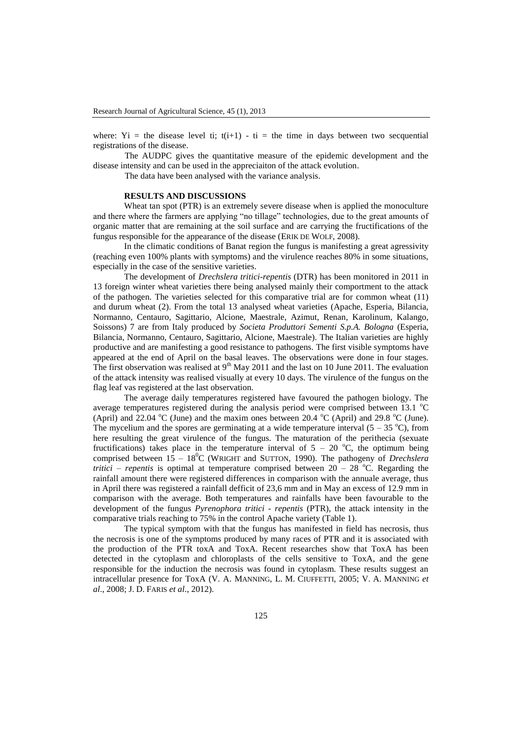where: Yi = the disease level ti; t(i+1) - ti = the time in days between two secquential registrations of the disease.

The AUDPC gives the quantitative measure of the epidemic development and the disease intensity and can be used in the appreciaiton of the attack evolution.

The data have been analysed with the variance analysis.

## RESULTS AND DISCUSSIONS

Wheat tan spot (PTR) is an extremely severe disease when is applied the monoculture and there where the farmers are applying "no tillage" technologies, due to the great amounts of organic matter that are remaining at the soil surface and are carrying the fructifications of the fungus responsible for the appearance of the disease (ERIK DE WOLF, 2008).

In the climatic conditions of Banat region the fungus is manifesting a great agressivity (reaching even 100% plants with symptoms) and the virulence reaches 80% in some situations, especially in the case of the sensitive varieties.

The development of *Drechslera tritici-repentis* (DTR) has been monitored in 2011 in 13 foreign winter wheat varieties there being analysed mainly their comportment to the attack of the pathogen. The varieties selected for this comparative trial are for common wheat (11) and durum wheat (2). From the total 13 analysed wheat varieties (Apache, Esperia, Bilancia, Normanno, Centauro, Sagittario, Alcione, Maestrale, Azimut, Renan, Karolinum, Kalango, Soissons) 7 are from Italy produced by *Societa Produttori Sementi S.p.A. Bologna* (Esperia, Bilancia, Normanno, Centauro, Sagittario, Alcione, Maestrale). The Italian varieties are highly productive and are manifesting a good resistance to pathogens. The first visible symptoms have appeared at the end of April on the basal leaves. The observations were done in four stages. The first observation was realised at 9[th] May 2011 and the last on 10 June 2011. The evaluation of the attack intensity was realised visually at every 10 days. The virulence of the fungus on the flag leaf vas registered at the last observation.

The average daily temperatures registered have favoured the pathogen biology. The average temperatures registered during the analysis period were comprised between 13.1 $^{o}$C (April) and 22.04 $^{o}$C (June) and the maxim ones between 20.4 $^{o}$C (April) and 29.8 $^{o}$C (June). The mycelium and the spores are germinating at a wide temperature interval (5 – 35 $^{o}$C), from here resulting the great virulence of the fungus. The maturation of the perithecia (sexuate fructifications) takes place in the temperature interval of 5 – 20 $^{o}$C, the optimum being comprised between 15 – 18$^{0}$C (WRIGHT and SUTTON, 1990). The pathogeny of *Drechslera tritici – repentis* is optimal at temperature comprised between 20 – 28 $^{o}$C. Regarding the rainfall amount there were registered differences in comparison with the annuale average, thus in April there was registered a rainfall defficit of 23,6 mm and in May an excess of 12.9 mm in comparison with the average. Both temperatures and rainfalls have been favourable to the development of the fungus *Pyrenophora tritici - repentis* (PTR), the attack intensity in the comparative trials reaching to 75% in the control Apache variety (Table 1).

The typical symptom with that the fungus has manifested in field has necrosis, thus the necrosis is one of the symptoms produced by many races of PTR and it is associated with the production of the PTR toxA and ToxA. Recent researches show that ToxA has been detected in the cytoplasm and chloroplasts of the cells sensitive to ToxA, and the gene responsible for the induction the necrosis was found in cytoplasm. These results suggest an intracellular presence for ToxA (V. A. MANNING, L. M. CIUFFETTI, 2005; V. A. MANNING *et al*., 2008; J. D. FARIS *et al*., 2012).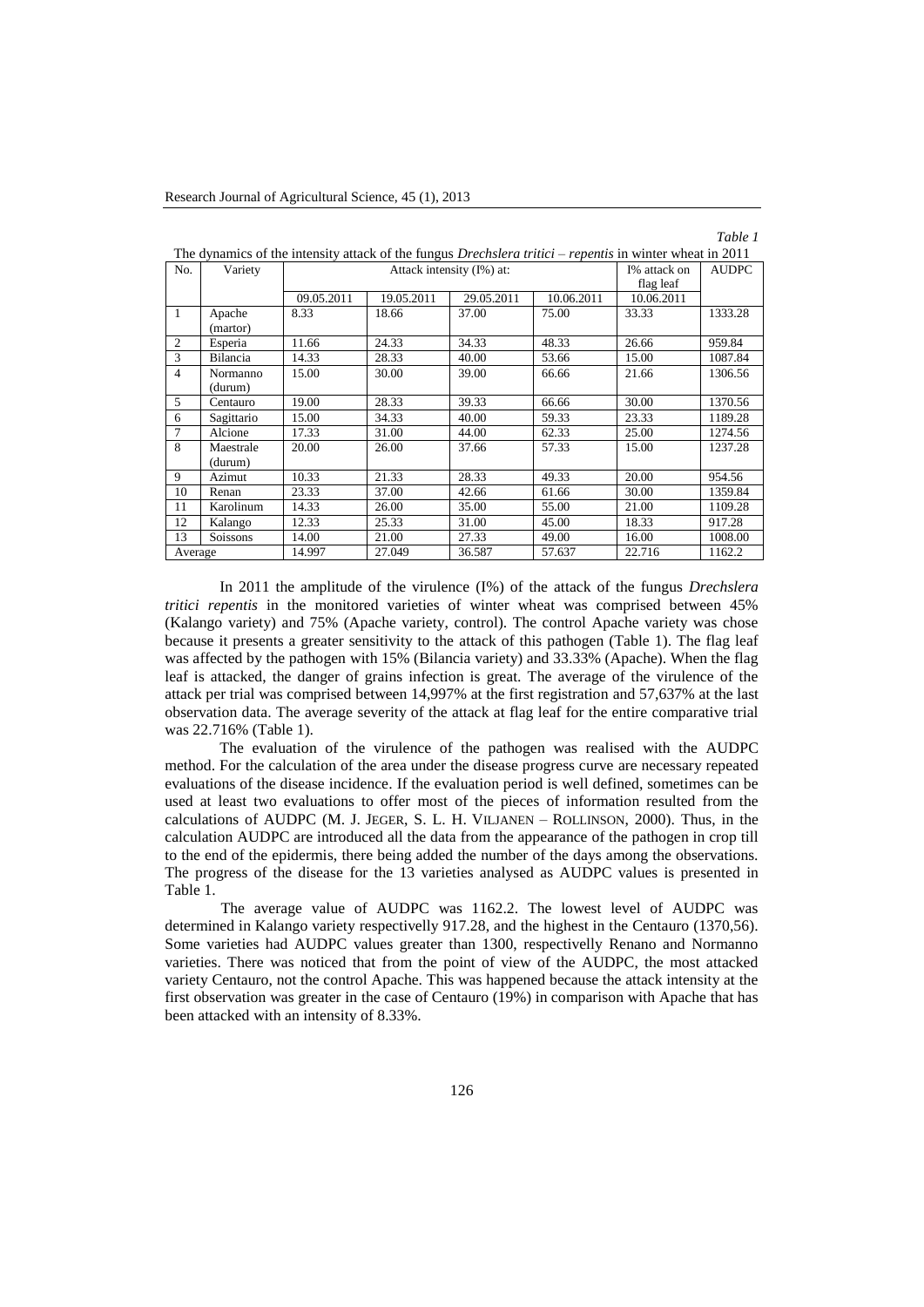*Table 1*

The dynamics of the intensity attack of the fungus *Drechslera tritici – repentis* in winter wheat in 2011

| No. | Variety | Attack intensity (I%) at: | | | | I% attack on flag leaf | AUDPC |
|---|---|---|---|---|---|---|---|
| | | 09.05.2011 | 19.05.2011 | 29.05.2011 | 10.06.2011 | 10.06.2011 | |
| 1 | Apache (martor) | 8.33 | 18.66 | 37.00 | 75.00 | 33.33 | 1333.28 |
| 2 | Esperia | 11.66 | 24.33 | 34.33 | 48.33 | 26.66 | 959.84 |
| 3 | Bilancia | 14.33 | 28.33 | 40.00 | 53.66 | 15.00 | 1087.84 |
| 4 | Normanno (durum) | 15.00 | 30.00 | 39.00 | 66.66 | 21.66 | 1306.56 |
| 5 | Centauro | 19.00 | 28.33 | 39.33 | 66.66 | 30.00 | 1370.56 |
| 6 | Sagittario | 15.00 | 34.33 | 40.00 | 59.33 | 23.33 | 1189.28 |
| 7 | Alcione | 17.33 | 31.00 | 44.00 | 62.33 | 25.00 | 1274.56 |
| 8 | Maestrale (durum) | 20.00 | 26.00 | 37.66 | 57.33 | 15.00 | 1237.28 |
| 9 | Azimut | 10.33 | 21.33 | 28.33 | 49.33 | 20.00 | 954.56 |
| 10 | Renan | 23.33 | 37.00 | 42.66 | 61.66 | 30.00 | 1359.84 |
| 11 | Karolinum | 14.33 | 26.00 | 35.00 | 55.00 | 21.00 | 1109.28 |
| 12 | Kalango | 12.33 | 25.33 | 31.00 | 45.00 | 18.33 | 917.28 |
| 13 | Soissons | 14.00 | 21.00 | 27.33 | 49.00 | 16.00 | 1008.00 |
| Average | | 14.997 | 27.049 | 36.587 | 57.637 | 22.716 | 1162.2 |

In 2011 the amplitude of the virulence (I%) of the attack of the fungus *Drechslera tritici repentis* in the monitored varieties of winter wheat was comprised between 45% (Kalango variety) and 75% (Apache variety, control). The control Apache variety was chose because it presents a greater sensitivity to the attack of this pathogen (Table 1). The flag leaf was affected by the pathogen with 15% (Bilancia variety) and 33.33% (Apache). When the flag leaf is attacked, the danger of grains infection is great. The average of the virulence of the attack per trial was comprised between 14,997% at the first registration and 57,637% at the last observation data. The average severity of the attack at flag leaf for the entire comparative trial was 22.716% (Table 1).

The evaluation of the virulence of the pathogen was realised with the AUDPC method. For the calculation of the area under the disease progress curve are necessary repeated evaluations of the disease incidence. If the evaluation period is well defined, sometimes can be used at least two evaluations to offer most of the pieces of information resulted from the calculations of AUDPC (M. J. JEGER, S. L. H. VILJANEN – ROLLINSON, 2000). Thus, in the calculation AUDPC are introduced all the data from the appearance of the pathogen in crop till to the end of the epidermis, there being added the number of the days among the observations. The progress of the disease for the 13 varieties analysed as AUDPC values is presented in Table 1.

The average value of AUDPC was 1162.2. The lowest level of AUDPC was determined in Kalango variety respectivelly 917.28, and the highest in the Centauro (1370,56). Some varieties had AUDPC values greater than 1300, respectivelly Renano and Normanno varieties. There was noticed that from the point of view of the AUDPC, the most attacked variety Centauro, not the control Apache. This was happened because the attack intensity at the first observation was greater in the case of Centauro (19%) in comparison with Apache that has been attacked with an intensity of 8.33%.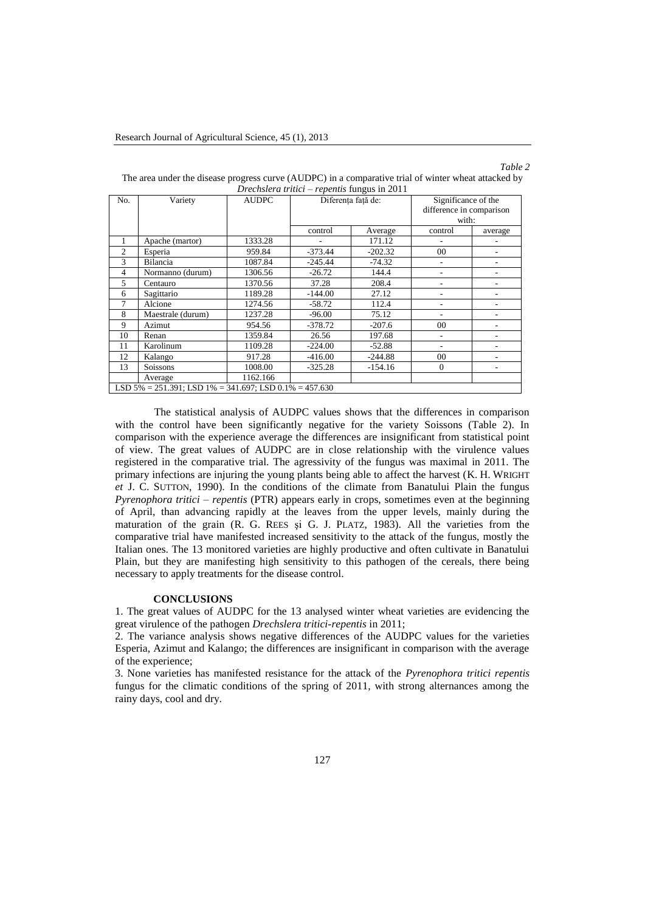*Table 2*

The area under the disease progress curve (AUDPC) in a comparative trial of winter wheat attacked by *Drechslera tritici – repentis* fungus in 2011

| No. | Variety | AUDPC | Diferența față de: | | Significance of the difference in comparison with: | |
|---|---|---|---|---|---|---|
| | | | control | Average | control | average |
| 1 | Apache (martor) | 1333.28 | - | 171.12 | - | - |
| 2 | Esperia | 959.84 | -373.44 | -202.32 | 00 | - |
| 3 | Bilancia | 1087.84 | -245.44 | -74.32 | - | - |
| 4 | Normanno (durum) | 1306.56 | -26.72 | 144.4 | - | - |
| 5 | Centauro | 1370.56 | 37.28 | 208.4 | - | - |
| 6 | Sagittario | 1189.28 | -144.00 | 27.12 | - | - |
| 7 | Alcione | 1274.56 | -58.72 | 112.4 | - | - |
| 8 | Maestrale (durum) | 1237.28 | -96.00 | 75.12 | - | - |
| 9 | Azimut | 954.56 | -378.72 | -207.6 | 00 | - |
| 10 | Renan | 1359.84 | 26.56 | 197.68 | - | - |
| 11 | Karolinum | 1109.28 | -224.00 | -52.88 | - | - |
| 12 | Kalango | 917.28 | -416.00 | -244.88 | 00 | - |
| 13 | Soissons | 1008.00 | -325.28 | -154.16 | 0 | - |
| | Average | 1162.166 | | | | |
| LSD 5% = 251.391; LSD 1% = 341.697; LSD 0.1% = 457.630 | | | | | | |

The statistical analysis of AUDPC values shows that the differences in comparison with the control have been significantly negative for the variety Soissons (Table 2). In comparison with the experience average the differences are insignificant from statistical point of view. The great values of AUDPC are in close relationship with the virulence values registered in the comparative trial. The agressivity of the fungus was maximal in 2011. The primary infections are injuring the young plants being able to affect the harvest (K. H. WRIGHT *et* J. C. SUTTON, 1990). In the conditions of the climate from Banatului Plain the fungus *Pyrenophora tritici – repentis* (PTR) appears early in crops, sometimes even at the beginning of April, than advancing rapidly at the leaves from the upper levels, mainly during the maturation of the grain (R. G. REES şi G. J. PLATZ, 1983). All the varieties from the comparative trial have manifested increased sensitivity to the attack of the fungus, mostly the Italian ones. The 13 monitored varieties are highly productive and often cultivate in Banatului Plain, but they are manifesting high sensitivity to this pathogen of the cereals, there being necessary to apply treatments for the disease control.

## CONCLUSIONS

1. The great values of AUDPC for the 13 analysed winter wheat varieties are evidencing the great virulence of the pathogen *Drechslera tritici-repentis* in 2011;
2. The variance analysis shows negative differences of the AUDPC values for the varieties Esperia, Azimut and Kalango; the differences are insignificant in comparison with the average of the experience;
3. None varieties has manifested resistance for the attack of the *Pyrenophora tritici repentis* fungus for the climatic conditions of the spring of 2011, with strong alternances among the rainy days, cool and dry.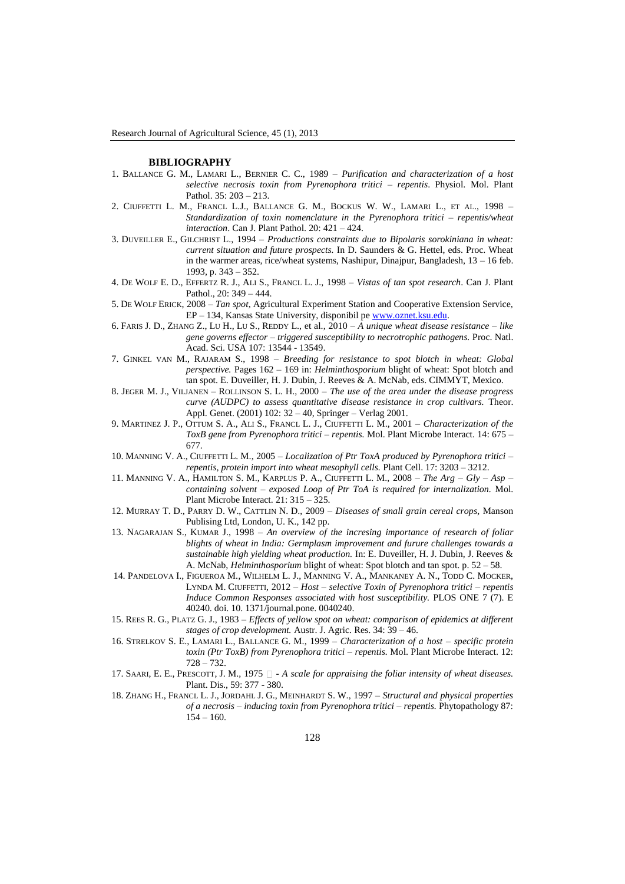## BIBLIOGRAPHY

1. Ballance G. M., Lamari L., Bernier C. C., 1989 – *Purification and characterization of a host selective necrosis toxin from Pyrenophora tritici – repentis*. Physiol. Mol. Plant Pathol. 35: 203 – 213.
2. Ciuffetti L. M., Francl L.J., Ballance G. M., Bockus W. W., Lamari L., et al., 1998 – *Standardization of toxin nomenclature in the Pyrenophora tritici – repentis/wheat interaction*. Can J. Plant Pathol. 20: 421 – 424.
3. Duveiller E., Gilchrist L., 1994 – *Productions constraints due to Bipolaris sorokiniana in wheat: current situation and future prospects.* In D. Saunders & G. Hettel, eds. Proc. Wheat in the warmer areas, rice/wheat systems, Nashipur, Dinajpur, Bangladesh, 13 – 16 feb. 1993, p. 343 – 352.
4. De Wolf E. D., Effertz R. J., Ali S., Francl L. J., 1998 – *Vistas of tan spot research*. Can J. Plant Pathol., 20: 349 – 444.
5. De Wolf Erick, 2008 – *Tan spot*, Agricultural Experiment Station and Cooperative Extension Service, EP – 134, Kansas State University, disponibil pe www.oznet.ksu.edu.
6. Faris J. D., Zhang Z., Lu H., Lu S., Reddy L., et al., 2010 – *A unique wheat disease resistance – like gene governs effector – triggered susceptibility to necrotrophic pathogens.* Proc. Natl. Acad. Sci. USA 107: 13544 - 13549.
7. Ginkel van M., Rajaram S., 1998 – *Breeding for resistance to spot blotch in wheat: Global perspective.* Pages 162 – 169 in: *Helminthosporium* blight of wheat: Spot blotch and tan spot. E. Duveiller, H. J. Dubin, J. Reeves & A. McNab, eds. CIMMYT, Mexico.
8. Jeger M. J., Viljanen – Rollinson S. L. H., 2000 – *The use of the area under the disease progress curve (AUDPC) to assess quantitative disease resistance in crop cultivars.* Theor. Appl. Genet. (2001) 102: 32 – 40, Springer – Verlag 2001.
9. Martinez J. P., Ottum S. A., Ali S., Francl L. J., Ciuffetti L. M., 2001 – *Characterization of the ToxB gene from Pyrenophora tritici – repentis.* Mol. Plant Microbe Interact. 14: 675 – 677.
10. Manning V. A., Ciuffetti L. M., 2005 – *Localization of Ptr ToxA produced by Pyrenophora tritici – repentis, protein import into wheat mesophyll cells.* Plant Cell. 17: 3203 – 3212.
11. Manning V. A., Hamilton S. M., Karplus P. A., Ciuffetti L. M., 2008 – *The Arg – Gly – Asp – containing solvent – exposed Loop of Ptr ToA is required for internalization.* Mol. Plant Microbe Interact. 21: 315 – 325.
12. Murray T. D., Parry D. W., Cattlin N. D., 2009 – *Diseases of small grain cereal crops*, Manson Publising Ltd, London, U. K., 142 pp.
13. Nagarajan S., Kumar J., 1998 – *An overview of the incresing importance of research of foliar blights of wheat in India: Germplasm improvement and furure challenges towards a sustainable high yielding wheat production.* In: E. Duveiller, H. J. Dubin, J. Reeves & A. McNab, *Helminthosporium* blight of wheat: Spot blotch and tan spot. p. 52 – 58.
14. Pandelova I., Figueroa M., Wilhelm L. J., Manning V. A., Mankaney A. N., Todd C. Mocker, Lynda M. Ciuffetti, 2012 – *Host – selective Toxin of Pyrenophora tritici – repentis Induce Common Responses associated with host susceptibility.* PLOS ONE 7 (7). E 40240. doi. 10. 1371/journal.pone. 0040240.
15. Rees R. G., Platz G. J., 1983 – *Effects of yellow spot on wheat: comparison of epidemics at different stages of crop development.* Austr. J. Agric. Res. 34: 39 – 46.
16. Strelkov S. E., Lamari L., Ballance G. M., 1999 – *Characterization of a host – specific protein toxin (Ptr ToxB) from Pyrenophora tritici – repentis.* Mol. Plant Microbe Interact. 12: 728 – 732.
17. Saari, E. E., Prescott, J. M., 1975 - *A scale for appraising the foliar intensity of wheat diseases.* Plant. Dis., 59: 377 - 380.
18. Zhang H., Francl L. J., Jordahl J. G., Meinhardt S. W., 1997 – *Structural and physical properties of a necrosis – inducing toxin from Pyrenophora tritici – repentis.* Phytopathology 87: 154 – 160.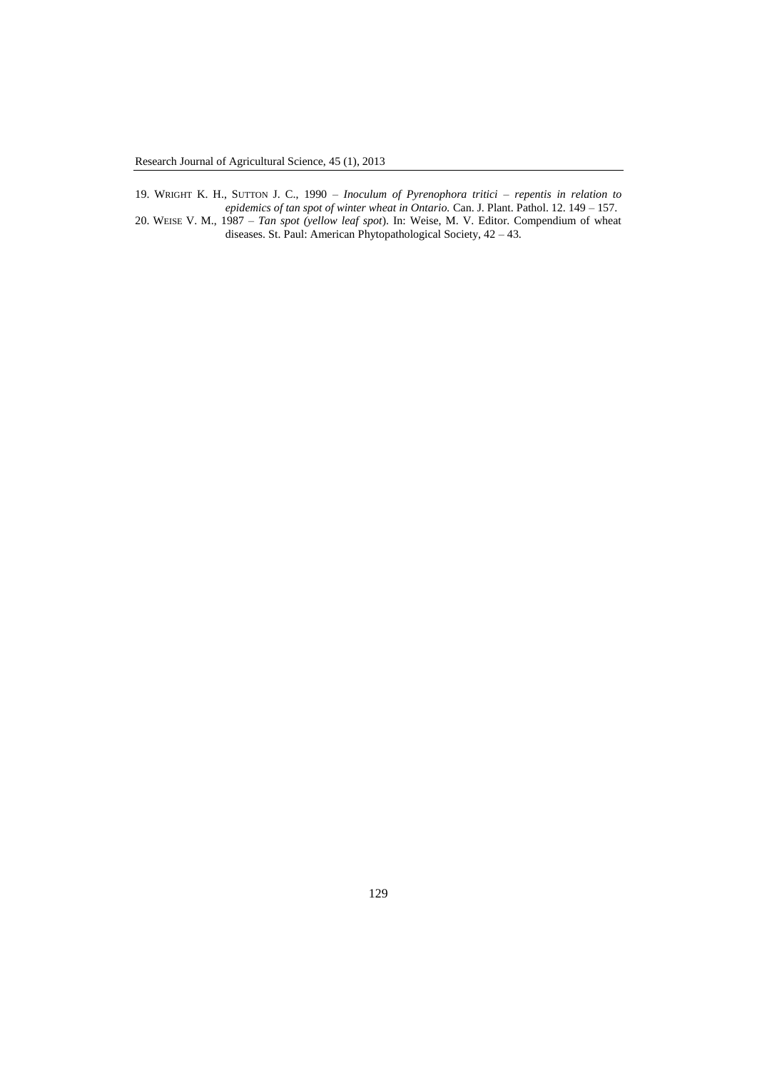19. WRIGHT K. H., SUTTON J. C., 1990 – *Inoculum of Pyrenophora tritici – repentis in relation to epidemics of tan spot of winter wheat in Ontario.* Can. J. Plant. Pathol. 12. 149 – 157.

20. WEISE V. M., 1987 – *Tan spot (yellow leaf spot*). In: Weise, M. V. Editor. Compendium of wheat diseases. St. Paul: American Phytopathological Society, 42 – 43.